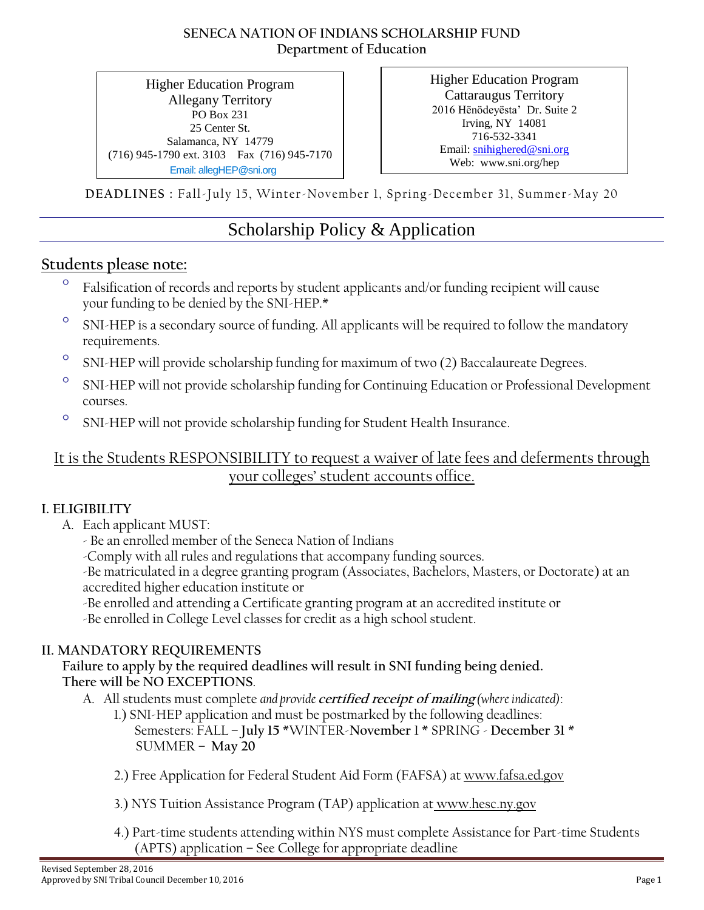**SENECA NATION OF INDIANS SCHOLARSHIP FUND**
**Department of Education**

Higher Education Program
Allegany Territory
PO Box 231
25 Center St.
Salamanca, NY 14779
(716) 945-1790 ext. 3103 Fax (716) 945-7170
Email: allegHEP@sni.org

Higher Education Program
Cattaraugus Territory
2016 Hënödeyësta' Dr. Suite 2
Irving, NY 14081
716-532-3341
Email: snihighered@sni.org
Web: www.sni.org/hep

**DEADLINES** : Fall-July 15, Winter-November 1, Spring-December 31, Summer-May 20

# Scholarship Policy & Application

## Students please note:

- Falsification of records and reports by student applicants and/or funding recipient will cause your funding to be denied by the SNI-HEP.*
- SNI-HEP is a secondary source of funding. All applicants will be required to follow the mandatory requirements.
- SNI-HEP will provide scholarship funding for maximum of two (2) Baccalaureate Degrees.
- SNI-HEP will not provide scholarship funding for Continuing Education or Professional Development courses.
- SNI-HEP will not provide scholarship funding for Student Health Insurance.

It is the Students RESPONSIBILITY to request a waiver of late fees and deferments through your colleges' student accounts office.

### I. ELIGIBILITY

A. Each applicant MUST:
- Be an enrolled member of the Seneca Nation of Indians
- Comply with all rules and regulations that accompany funding sources.
- Be matriculated in a degree granting program (Associates, Bachelors, Masters, or Doctorate) at an accredited higher education institute or
- Be enrolled and attending a Certificate granting program at an accredited institute or
- Be enrolled in College Level classes for credit as a high school student.

### II. MANDATORY REQUIREMENTS

**Failure to apply by the required deadlines will result in SNI funding being denied. There will be NO EXCEPTIONS.**

A. All students must complete *and provide* ***certified receipt of mailing*** *(where indicated)*:

1.) SNI-HEP application and must be postmarked by the following deadlines:
Semesters: FALL – **July 15** *WINTER-**November 1** * SPRING - **December 31** * SUMMER – **May 20**

2.) Free Application for Federal Student Aid Form (FAFSA) at www.fafsa.ed.gov

3.) NYS Tuition Assistance Program (TAP) application at www.hesc.ny.gov

4.) Part-time students attending within NYS must complete Assistance for Part-time Students (APTS) application – See College for appropriate deadline

Revised September 28, 2016
Approved by SNI Tribal Council December 10, 2016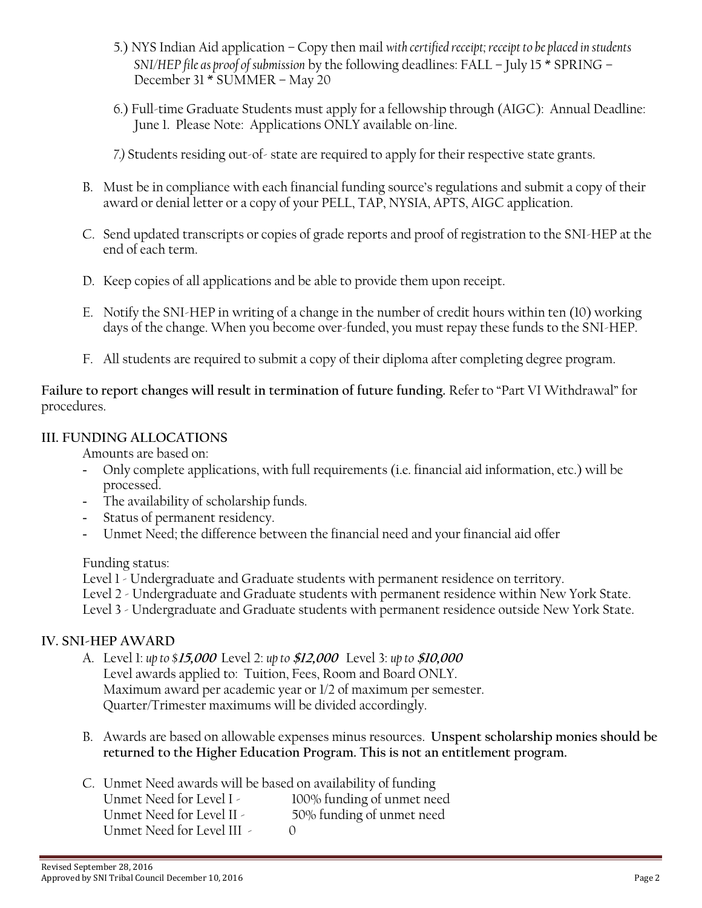5.) NYS Indian Aid application – Copy then mail *with certified receipt; receipt to be placed in students SNI/HEP file as proof of submission* by the following deadlines: FALL – July 15 * SPRING – December 31 * SUMMER – May 20

6.) Full-time Graduate Students must apply for a fellowship through (AIGC): Annual Deadline: June 1. Please Note: Applications ONLY available on-line.

7.) Students residing out-of- state are required to apply for their respective state grants.

B. Must be in compliance with each financial funding source's regulations and submit a copy of their award or denial letter or a copy of your PELL, TAP, NYSIA, APTS, AIGC application.

C. Send updated transcripts or copies of grade reports and proof of registration to the SNI-HEP at the end of each term.

D. Keep copies of all applications and be able to provide them upon receipt.

E. Notify the SNI-HEP in writing of a change in the number of credit hours within ten (10) working days of the change. When you become over-funded, you must repay these funds to the SNI-HEP.

F. All students are required to submit a copy of their diploma after completing degree program.

**Failure to report changes will result in termination of future funding.** Refer to "Part VI Withdrawal" for procedures.

## III. FUNDING ALLOCATIONS

Amounts are based on:

- Only complete applications, with full requirements (i.e. financial aid information, etc.) will be processed.
- The availability of scholarship funds.
- Status of permanent residency.
- Unmet Need; the difference between the financial need and your financial aid offer

Funding status:

Level 1 - Undergraduate and Graduate students with permanent residence on territory.
Level 2 - Undergraduate and Graduate students with permanent residence within New York State.
Level 3 - Undergraduate and Graduate students with permanent residence outside New York State.

## IV. SNI-HEP AWARD

A. Level 1: *up to* $**15,000** Level 2: *up to* **$12,000** Level 3: *up to* **$10,000**
Level awards applied to: Tuition, Fees, Room and Board ONLY.
Maximum award per academic year or 1/2 of maximum per semester.
Quarter/Trimester maximums will be divided accordingly.

B. Awards are based on allowable expenses minus resources. **Unspent scholarship monies should be returned to the Higher Education Program. This is not an entitlement program.**

C. Unmet Need awards will be based on availability of funding
Unmet Need for Level I - 100% funding of unmet need
Unmet Need for Level II - 50% funding of unmet need
Unmet Need for Level III - 0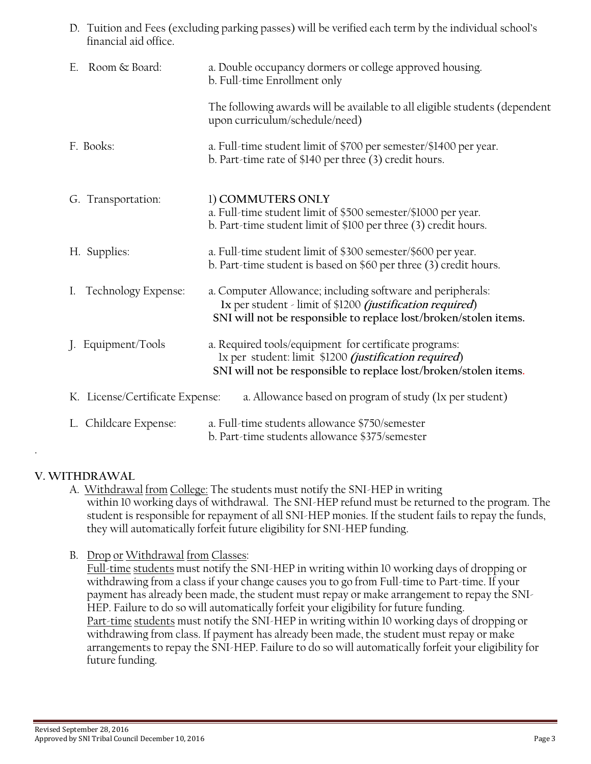D. Tuition and Fees (excluding parking passes) will be verified each term by the individual school's financial aid office.

E. Room & Board: a. Double occupancy dormers or college approved housing.
b. Full-time Enrollment only

The following awards will be available to all eligible students (dependent upon curriculum/schedule/need)

F. Books: a. Full-time student limit of $700 per semester/$1400 per year.
b. Part-time rate of $140 per three (3) credit hours.

G. Transportation: 1) **COMMUTERS ONLY**
a. Full-time student limit of $500 semester/$1000 per year.
b. Part-time student limit of $100 per three (3) credit hours.

H. Supplies: a. Full-time student limit of $300 semester/$600 per year.
b. Part-time student is based on $60 per three (3) credit hours.

I. Technology Expense: a. Computer Allowance; including software and peripherals:
**1x** per student - limit of $1200 ***(justification required)***
**SNI will not be responsible to replace lost/broken/stolen items.**

J. Equipment/Tools a. Required tools/equipment for certificate programs:
1x per student: limit $1200 ***(justification required)***
**SNI will not be responsible to replace lost/broken/stolen items.**

K. License/Certificate Expense: a. Allowance based on program of study (1x per student)

L. Childcare Expense: a. Full-time students allowance $750/semester
b. Part-time students allowance $375/semester

## V. WITHDRAWAL

A. Withdrawal from College: The students must notify the SNI-HEP in writing within 10 working days of withdrawal. The SNI-HEP refund must be returned to the program. The student is responsible for repayment of all SNI-HEP monies. If the student fails to repay the funds, they will automatically forfeit future eligibility for SNI-HEP funding.

B. Drop or Withdrawal from Classes:
Full-time students must notify the SNI-HEP in writing within 10 working days of dropping or withdrawing from a class if your change causes you to go from Full-time to Part-time. If your payment has already been made, the student must repay or make arrangement to repay the SNI-HEP. Failure to do so will automatically forfeit your eligibility for future funding.
Part-time students must notify the SNI-HEP in writing within 10 working days of dropping or withdrawing from class. If payment has already been made, the student must repay or make arrangements to repay the SNI-HEP. Failure to do so will automatically forfeit your eligibility for future funding.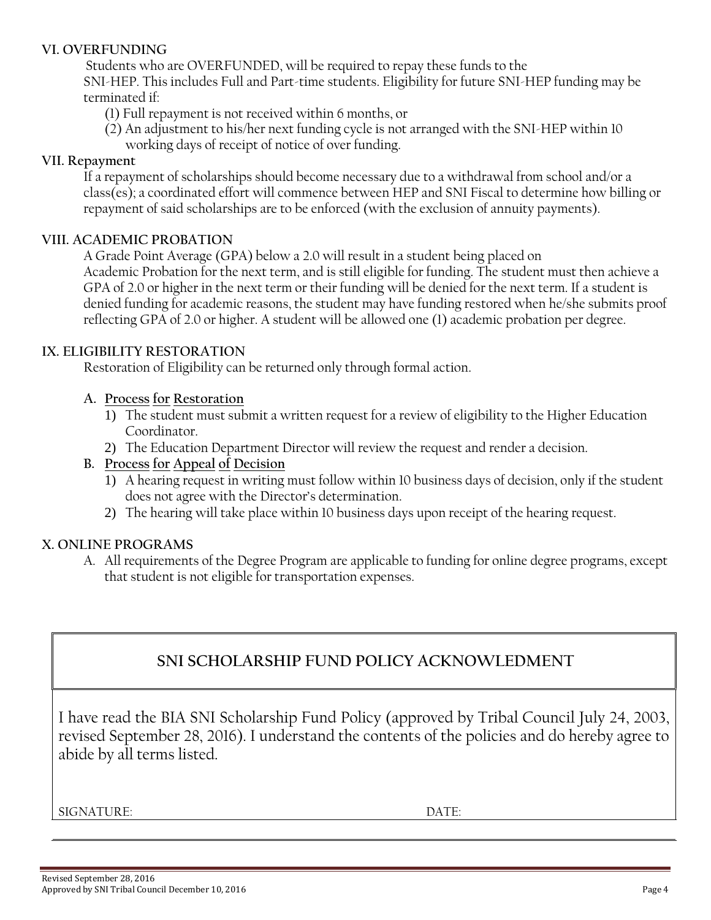### VI. OVERFUNDING

Students who are OVERFUNDED, will be required to repay these funds to the SNI-HEP. This includes Full and Part-time students. Eligibility for future SNI-HEP funding may be terminated if:

(1) Full repayment is not received within 6 months, or
(2) An adjustment to his/her next funding cycle is not arranged with the SNI-HEP within 10 working days of receipt of notice of over funding.

### VII. Repayment

If a repayment of scholarships should become necessary due to a withdrawal from school and/or a class(es); a coordinated effort will commence between HEP and SNI Fiscal to determine how billing or repayment of said scholarships are to be enforced (with the exclusion of annuity payments).

### VIII. ACADEMIC PROBATION

A Grade Point Average (GPA) below a 2.0 will result in a student being placed on Academic Probation for the next term, and is still eligible for funding. The student must then achieve a GPA of 2.0 or higher in the next term or their funding will be denied for the next term. If a student is denied funding for academic reasons, the student may have funding restored when he/she submits proof reflecting GPA of 2.0 or higher. A student will be allowed one (1) academic probation per degree.

### IX. ELIGIBILITY RESTORATION

Restoration of Eligibility can be returned only through formal action.

A. **Process for Restoration**
   1) The student must submit a written request for a review of eligibility to the Higher Education Coordinator.
   2) The Education Department Director will review the request and render a decision.

B. **Process for Appeal of Decision**
   1) A hearing request in writing must follow within 10 business days of decision, only if the student does not agree with the Director's determination.
   2) The hearing will take place within 10 business days upon receipt of the hearing request.

### X. ONLINE PROGRAMS

A. All requirements of the Degree Program are applicable to funding for online degree programs, except that student is not eligible for transportation expenses.

## SNI SCHOLARSHIP FUND POLICY ACKNOWLEDMENT

I have read the BIA SNI Scholarship Fund Policy (approved by Tribal Council July 24, 2003, revised September 28, 2016). I understand the contents of the policies and do hereby agree to abide by all terms listed.

SIGNATURE: DATE:

Revised September 28, 2016
Approved by SNI Tribal Council December 10, 2016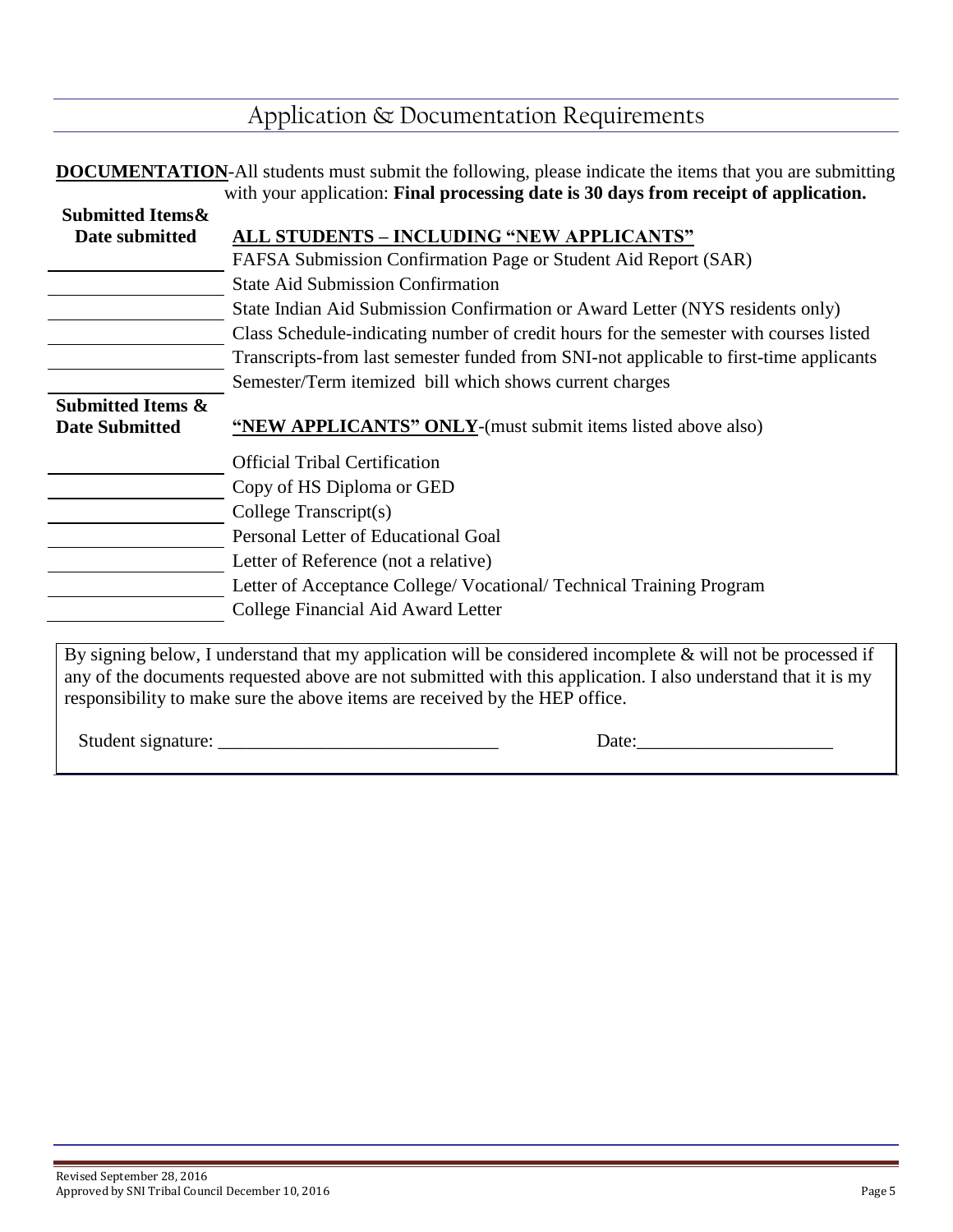# Application & Documentation Requirements

**DOCUMENTATION**-All students must submit the following, please indicate the items that you are submitting with your application: **Final processing date is 30 days from receipt of application.**

| Submitted Items& Date submitted | ALL STUDENTS – INCLUDING "NEW APPLICANTS" |
|---|---|
| ______________ | FAFSA Submission Confirmation Page or Student Aid Report (SAR) |
| ______________ | State Aid Submission Confirmation |
| ______________ | State Indian Aid Submission Confirmation or Award Letter (NYS residents only) |
| ______________ | Class Schedule-indicating number of credit hours for the semester with courses listed |
| ______________ | Transcripts-from last semester funded from SNI-not applicable to first-time applicants |
| ______________ | Semester/Term itemized bill which shows current charges |

| Submitted Items & Date Submitted | "NEW APPLICANTS" ONLY-(must submit items listed above also) |
|---|---|
| ______________ | Official Tribal Certification |
| ______________ | Copy of HS Diploma or GED |
| ______________ | College Transcript(s) |
| ______________ | Personal Letter of Educational Goal |
| ______________ | Letter of Reference (not a relative) |
| ______________ | Letter of Acceptance College/ Vocational/ Technical Training Program |
| ______________ | College Financial Aid Award Letter |

By signing below, I understand that my application will be considered incomplete & will not be processed if any of the documents requested above are not submitted with this application. I also understand that it is my responsibility to make sure the above items are received by the HEP office.

Student signature: ______________________________ Date:____________________

Revised September 28, 2016
Approved by SNI Tribal Council December 10, 2016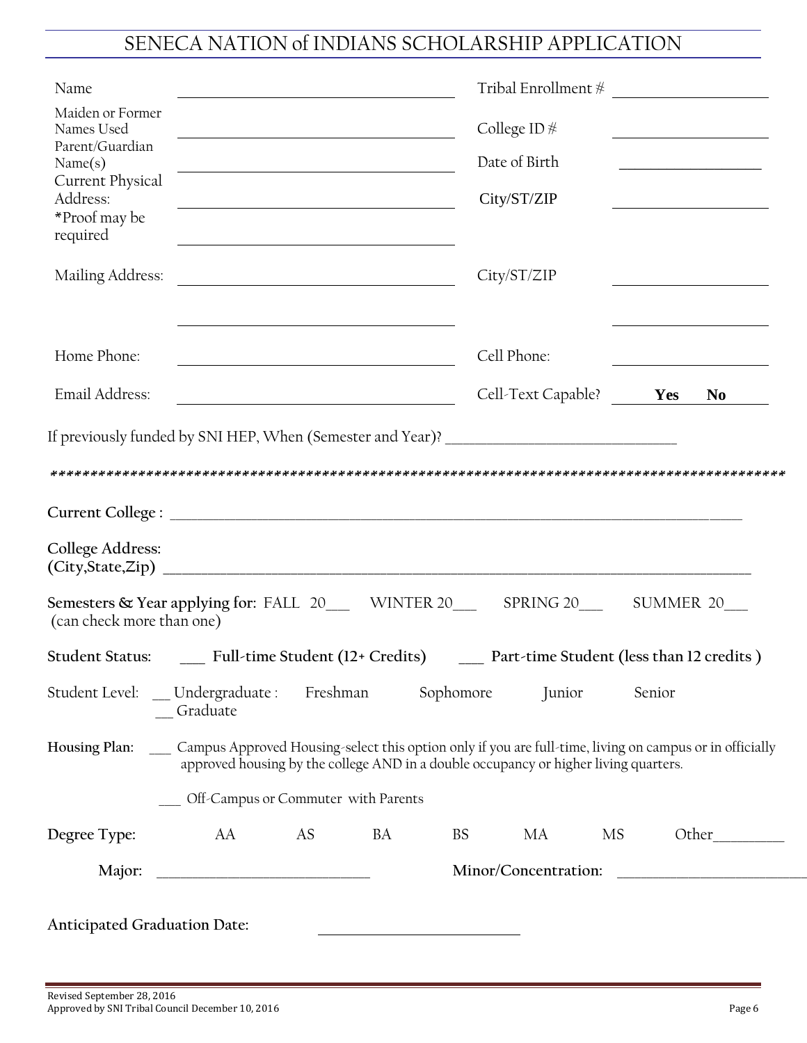# SENECA NATION of INDIANS SCHOLARSHIP APPLICATION

| | | | |
|---|---|---|---|
| Name | ______________________ | Tribal Enrollment # | ______________ |
| Maiden or Former Names Used | ______________________ | College ID # | ______________ |
| Parent/Guardian Name(s) | ______________________ | Date of Birth | ______________ |
| Current Physical Address: *Proof may be required | ______________________ ______________________ | City/ST/ZIP | ______________ |
| Mailing Address: | ______________________ ______________________ | City/ST/ZIP | ______________ ______________ |
| Home Phone: | ______________________ | Cell Phone: | ______________ |
| Email Address: | ______________________ | Cell-Text Capable? | **Yes** **No** |

If previously funded by SNI HEP, When (Semester and Year)? ______________________________

*****************************************************************************************************

**Current College :** ______________________________________________________________________

**College Address:**
**(City,State,Zip)** ______________________________________________________________________

**Semesters & Year applying for:** FALL 20___ WINTER 20___ SPRING 20___ SUMMER 20___
(can check more than one)

**Student Status:** ___ **Full-time Student (12+ Credits)** ___ **Part-time Student (less than 12 credits )**

Student Level: __ Undergraduate : Freshman Sophomore Junior Senior
__ Graduate

**Housing Plan:** ___ Campus Approved Housing-select this option only if you are full-time, living on campus or in officially approved housing by the college AND in a double occupancy or higher living quarters.

___ Off-Campus or Commuter with Parents

**Degree Type:** AA AS BA BS MA MS Other_________

**Major:** ___________________________ **Minor/Concentration:** ___________________________

**Anticipated Graduation Date:** ___________________________

Revised September 28, 2016
Approved by SNI Tribal Council December 10, 2016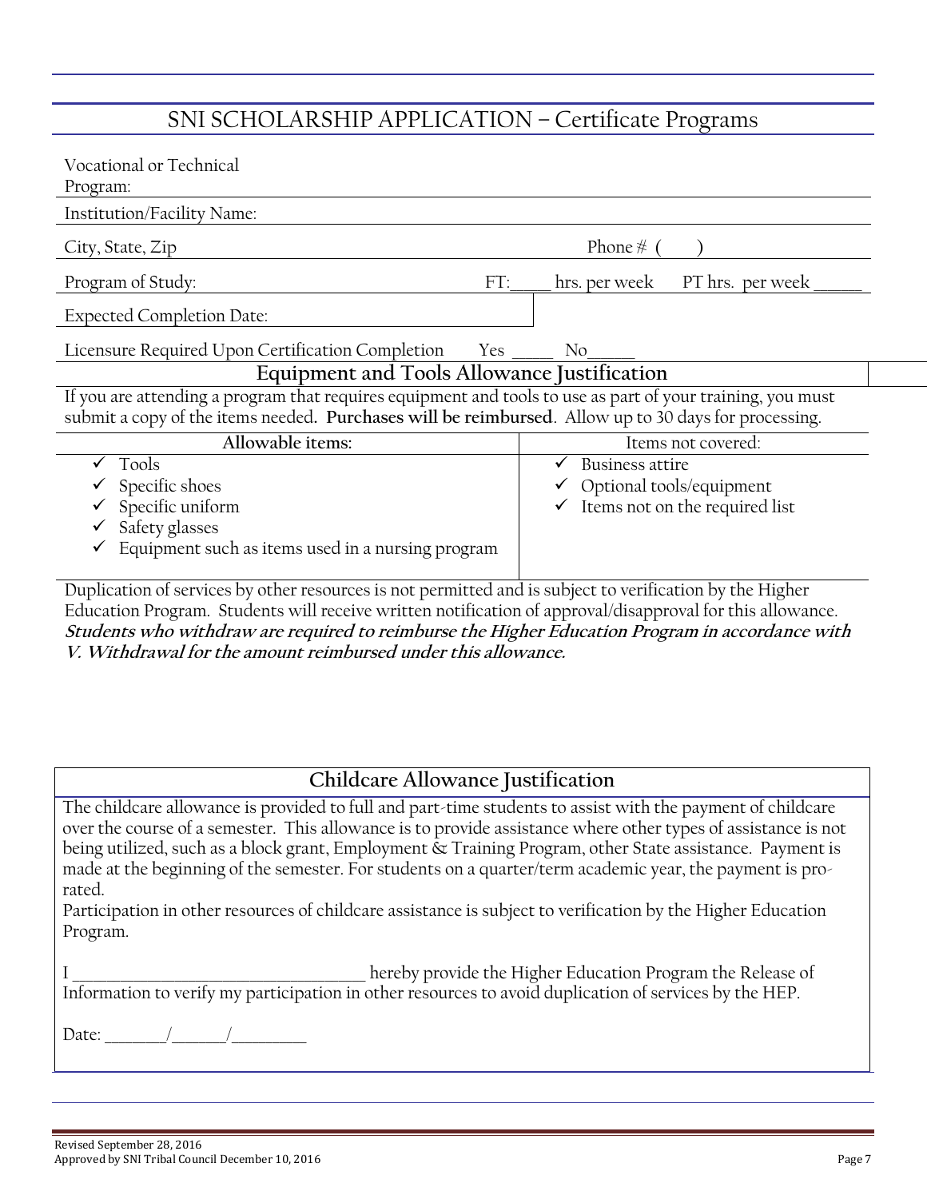## SNI SCHOLARSHIP APPLICATION – Certificate Programs

Vocational or Technical Program:

Institution/Facility Name:

City, State, Zip | Phone # (    )

Program of Study: | FT:____ hrs. per week | PT hrs. per week ______

Expected Completion Date:

Licensure Required Upon Certification Completion  Yes _____  No_____

### Equipment and Tools Allowance Justification

If you are attending a program that requires equipment and tools to use as part of your training, you must submit a copy of the items needed. **Purchases will be reimbursed**. Allow up to 30 days for processing.

| **Allowable items:** | Items not covered: |
|---|---|
| ✓ Tools<br>✓ Specific shoes<br>✓ Specific uniform<br>✓ Safety glasses<br>✓ Equipment such as items used in a nursing program | ✓ Business attire<br>✓ Optional tools/equipment<br>✓ Items not on the required list |

Duplication of services by other resources is not permitted and is subject to verification by the Higher Education Program. Students will receive written notification of approval/disapproval for this allowance. ***Students who withdraw are required to reimburse the Higher Education Program in accordance with V. Withdrawal for the amount reimbursed under this allowance.***

### Childcare Allowance Justification

The childcare allowance is provided to full and part-time students to assist with the payment of childcare over the course of a semester. This allowance is to provide assistance where other types of assistance is not being utilized, such as a block grant, Employment & Training Program, other State assistance. Payment is made at the beginning of the semester. For students on a quarter/term academic year, the payment is pro-rated.

Participation in other resources of childcare assistance is subject to verification by the Higher Education Program.

I ___________________________________ hereby provide the Higher Education Program the Release of Information to verify my participation in other resources to avoid duplication of services by the HEP.

Date: ________/_______/_________

Revised September 28, 2016
Approved by SNI Tribal Council December 10, 2016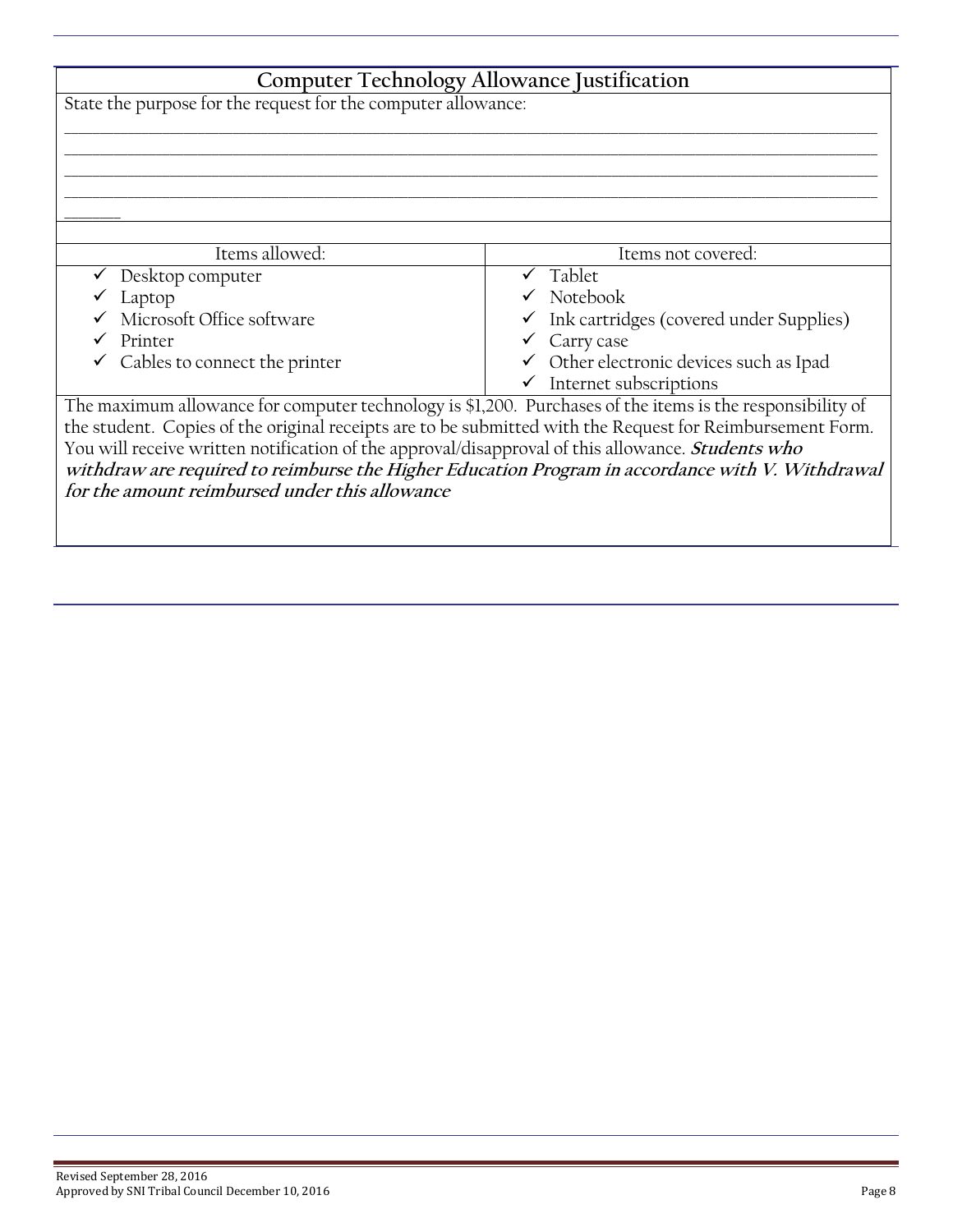## Computer Technology Allowance Justification

State the purpose for the request for the computer allowance:

_______________________________________________________________________________________________
_______________________________________________________________________________________________
_______________________________________________________________________________________________
_______________________________________________________________________________________________
_______

| Items allowed: | Items not covered: |
|---|---|
| ✓ Desktop computer | ✓ Tablet |
| ✓ Laptop | ✓ Notebook |
| ✓ Microsoft Office software | ✓ Ink cartridges (covered under Supplies) |
| ✓ Printer | ✓ Carry case |
| ✓ Cables to connect the printer | ✓ Other electronic devices such as Ipad |
| | ✓ Internet subscriptions |

The maximum allowance for computer technology is $1,200. Purchases of the items is the responsibility of the student. Copies of the original receipts are to be submitted with the Request for Reimbursement Form. You will receive written notification of the approval/disapproval of this allowance. ***Students who withdraw are required to reimburse the Higher Education Program in accordance with V. Withdrawal for the amount reimbursed under this allowance***

Revised September 28, 2016
Approved by SNI Tribal Council December 10, 2016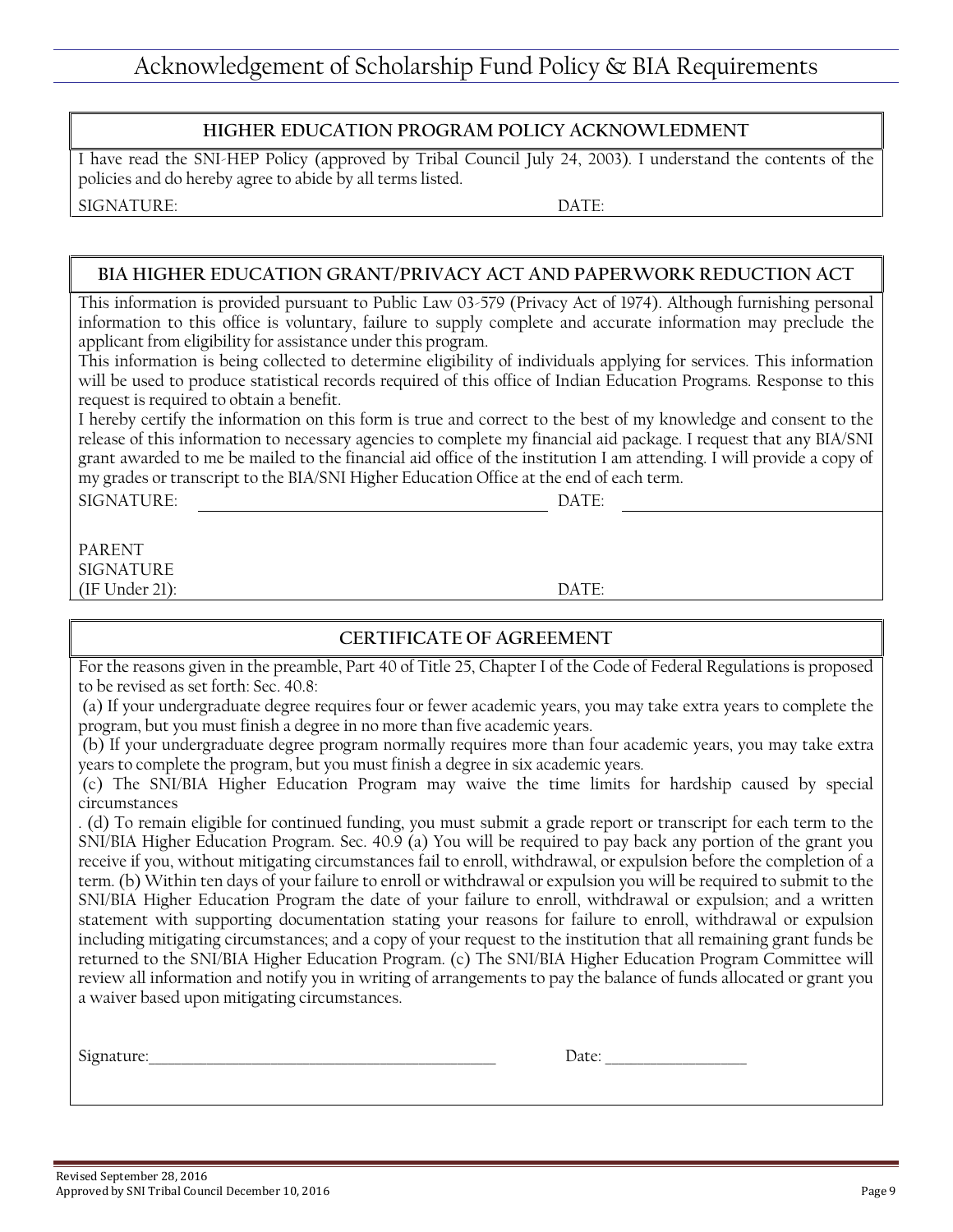# Acknowledgement of Scholarship Fund Policy & BIA Requirements

## HIGHER EDUCATION PROGRAM POLICY ACKNOWLEDMENT

I have read the SNI-HEP Policy (approved by Tribal Council July 24, 2003). I understand the contents of the policies and do hereby agree to abide by all terms listed.

SIGNATURE: DATE:

## BIA HIGHER EDUCATION GRANT/PRIVACY ACT AND PAPERWORK REDUCTION ACT

This information is provided pursuant to Public Law 03-579 (Privacy Act of 1974). Although furnishing personal information to this office is voluntary, failure to supply complete and accurate information may preclude the applicant from eligibility for assistance under this program.

This information is being collected to determine eligibility of individuals applying for services. This information will be used to produce statistical records required of this office of Indian Education Programs. Response to this request is required to obtain a benefit.

I hereby certify the information on this form is true and correct to the best of my knowledge and consent to the release of this information to necessary agencies to complete my financial aid package. I request that any BIA/SNI grant awarded to me be mailed to the financial aid office of the institution I am attending. I will provide a copy of my grades or transcript to the BIA/SNI Higher Education Office at the end of each term.

SIGNATURE: ______________________________ DATE: ______________________

PARENT SIGNATURE (IF Under 21): DATE:

## CERTIFICATE OF AGREEMENT

For the reasons given in the preamble, Part 40 of Title 25, Chapter I of the Code of Federal Regulations is proposed to be revised as set forth: Sec. 40.8:

(a) If your undergraduate degree requires four or fewer academic years, you may take extra years to complete the program, but you must finish a degree in no more than five academic years.

(b) If your undergraduate degree program normally requires more than four academic years, you may take extra years to complete the program, but you must finish a degree in six academic years.

(c) The SNI/BIA Higher Education Program may waive the time limits for hardship caused by special circumstances

. (d) To remain eligible for continued funding, you must submit a grade report or transcript for each term to the SNI/BIA Higher Education Program. Sec. 40.9 (a) You will be required to pay back any portion of the grant you receive if you, without mitigating circumstances fail to enroll, withdrawal, or expulsion before the completion of a term. (b) Within ten days of your failure to enroll or withdrawal or expulsion you will be required to submit to the SNI/BIA Higher Education Program the date of your failure to enroll, withdrawal or expulsion; and a written statement with supporting documentation stating your reasons for failure to enroll, withdrawal or expulsion including mitigating circumstances; and a copy of your request to the institution that all remaining grant funds be returned to the SNI/BIA Higher Education Program. (c) The SNI/BIA Higher Education Program Committee will review all information and notify you in writing of arrangements to pay the balance of funds allocated or grant you a waiver based upon mitigating circumstances.

Signature:______________________________________________ Date: ___________________

Revised September 28, 2016
Approved by SNI Tribal Council December 10, 2016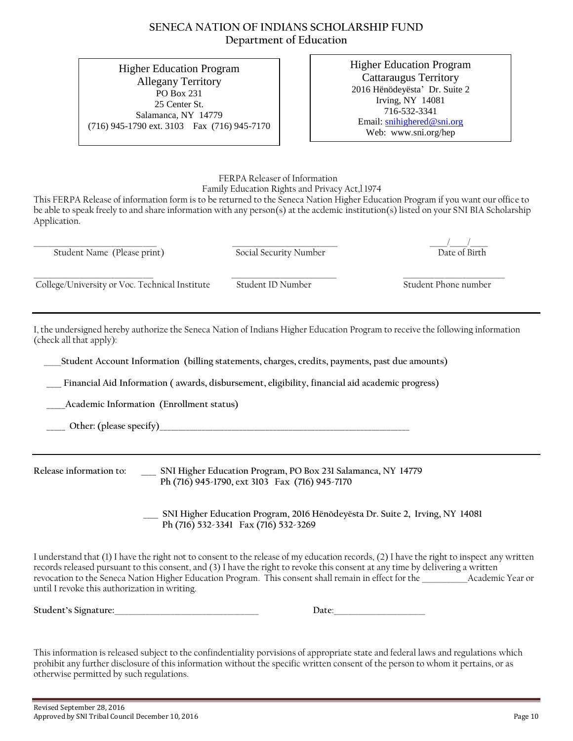# SENECA NATION OF INDIANS SCHOLARSHIP FUND
## Department of Education

| Higher Education Program<br>Allegany Territory<br>PO Box 231<br>25 Center St.<br>Salamanca, NY 14779<br>(716) 945-1790 ext. 3103 Fax (716) 945-7170 | Higher Education Program<br>Cattaraugus Territory<br>2016 Hënödeyësta' Dr. Suite 2<br>Irving, NY 14081<br>716-532-3341<br>Email: snihighered@sni.org<br>Web: www.sni.org/hep |
|---|---|

FERPA Releaser of Information
Family Education Rights and Privacy Act,l 1974

This FERPA Release of information form is to be returned to the Seneca Nation Higher Education Program if you want our office to be able to speak freely to and share information with any person(s) at the acdemic institution(s) listed on your SNI BIA Scholarship Application.

______________________________ Student Name (Please print)

______________________________ Social Security Number

\_\_\_\_/\_\_\_\_/\_\_\_\_ Date of Birth

______________________________ College/University or Voc. Technical Institute

______________________________ Student ID Number

______________________________ Student Phone number

---

I, the undersigned hereby authorize the Seneca Nation of Indians Higher Education Program to receive the following information (check all that apply):

\_\_\_\_ **Student Account Information (billing statements, charges, credits, payments, past due amounts)**

\_\_\_ **Financial Aid Information ( awards, disbursement, eligibility, financial aid academic progress)**

\_\_\_\_ **Academic Information (Enrollment status)**

\_\_\_\_ **Other: (please specify)**\_\_\_\_\_\_\_\_\_\_\_\_\_\_\_\_\_\_\_\_\_\_\_\_\_\_\_\_\_\_\_\_\_\_\_\_\_\_\_\_\_\_\_\_\_\_\_\_\_\_\_\_\_\_\_\_\_\_\_\_

---

**Release information to:** \_\_\_ **SNI Higher Education Program, PO Box 231 Salamanca, NY 14779**
**Ph (716) 945-1790, ext 3103 Fax (716) 945-7170**

\_\_\_ **SNI Higher Education Program, 2016 Hënödeyësta Dr. Suite 2, Irving, NY 14081**
**Ph (716) 532-3341 Fax (716) 532-3269**

I understand that (1) I have the right not to consent to the release of my education records, (2) I have the right to inspect any written records released pursuant to this consent, and (3) I have the right to revoke this consent at any time by delivering a written revocation to the Seneca Nation Higher Education Program. This consent shall remain in effect for the \_\_\_\_\_\_\_\_\_\_\_Academic Year or until I revoke this authorization in writing.

**Student's Signature:**\_\_\_\_\_\_\_\_\_\_\_\_\_\_\_\_\_\_\_\_\_\_\_\_\_\_\_\_\_\_\_\_\_\_\_ Date:\_\_\_\_\_\_\_\_\_\_\_\_\_\_\_\_\_\_\_\_\_

This information is released subject to the confindentiality porvisions of appropriate state and federal laws and regulations which prohibit any further disclosure of this information without the specific written consent of the person to whom it pertains, or as otherwise permitted by such regulations.

Revised September 28, 2016
Approved by SNI Tribal Council December 10, 2016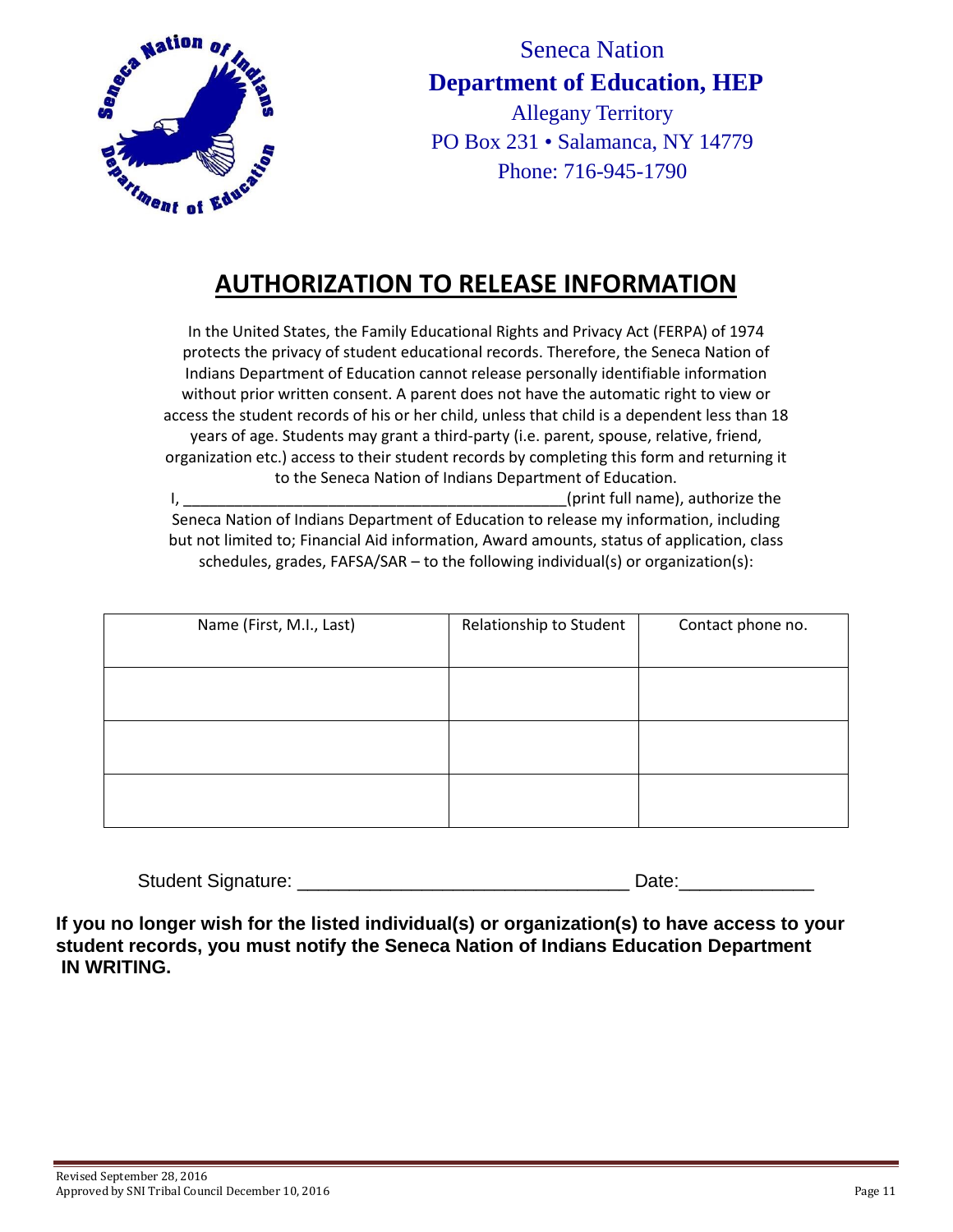Seneca Nation
**Department of Education, HEP**
Allegany Territory
PO Box 231 • Salamanca, NY 14779
Phone: 716-945-1790

# AUTHORIZATION TO RELEASE INFORMATION

In the United States, the Family Educational Rights and Privacy Act (FERPA) of 1974 protects the privacy of student educational records. Therefore, the Seneca Nation of Indians Department of Education cannot release personally identifiable information without prior written consent. A parent does not have the automatic right to view or access the student records of his or her child, unless that child is a dependent less than 18 years of age. Students may grant a third-party (i.e. parent, spouse, relative, friend, organization etc.) access to their student records by completing this form and returning it to the Seneca Nation of Indians Department of Education.

I, ___________________________________________(print full name), authorize the Seneca Nation of Indians Department of Education to release my information, including but not limited to; Financial Aid information, Award amounts, status of application, class schedules, grades, FAFSA/SAR – to the following individual(s) or organization(s):

| Name (First, M.I., Last) | Relationship to Student | Contact phone no. |
|---|---|---|
| | | |
| | | |
| | | |

Student Signature: ________________________________ Date:_____________

**If you no longer wish for the listed individual(s) or organization(s) to have access to your student records, you must notify the Seneca Nation of Indians Education Department IN WRITING.**

Revised September 28, 2016
Approved by SNI Tribal Council December 10, 2016